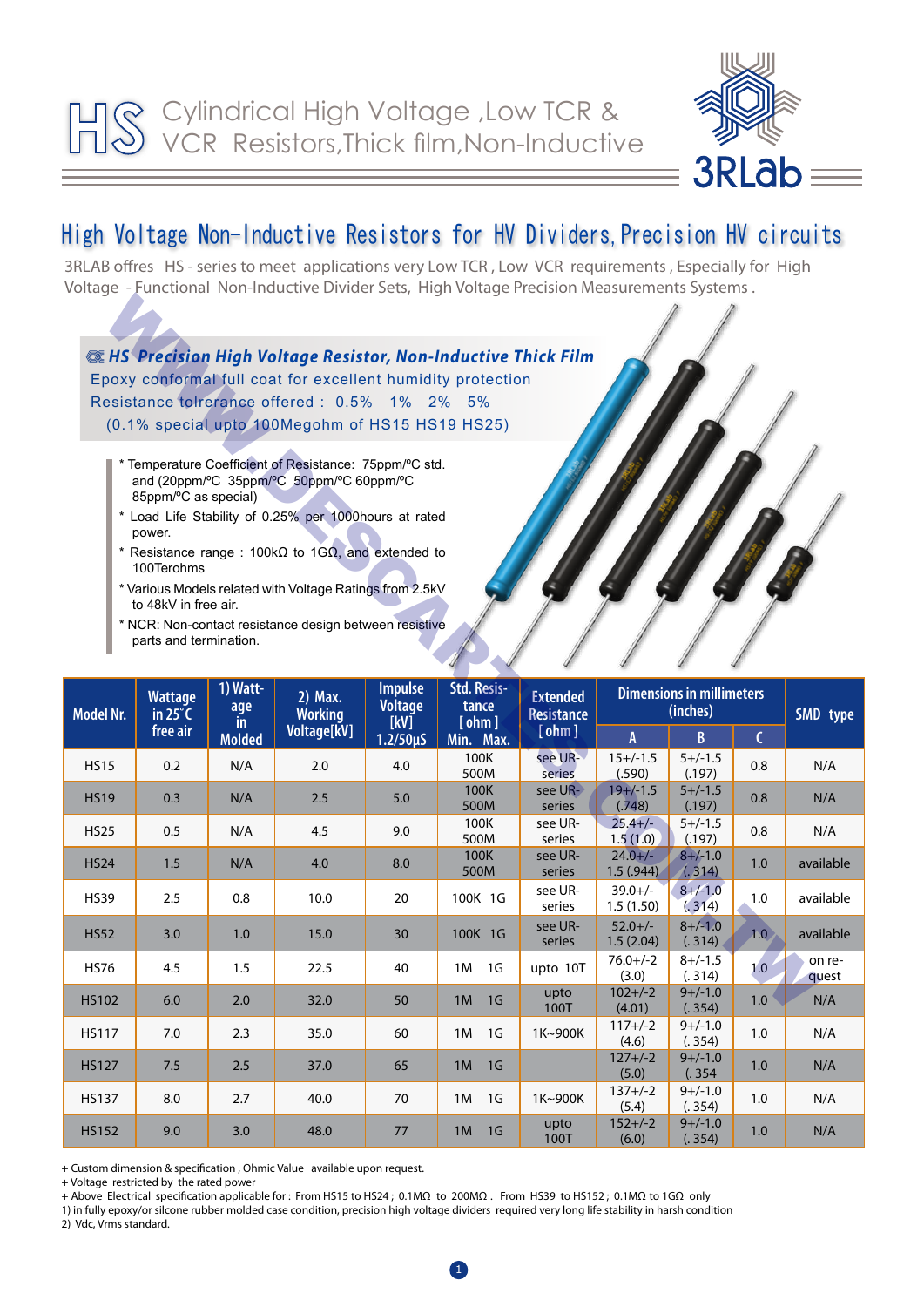# HS Cylindrical High Voltage ,Low TCR & VCR Resistors,Thick film,Non-Inductive

3RLab

## High Voltage Non-Inductive Resistors for HV Dividers, Precision HV circuits

3RLAB offres HS - series to meet applications very Low TCR , Low VCR requirements , Especially for High Voltage - Functional Non-Inductive Divider Sets, High Voltage Precision Measurements Systems .

### *HS Precision High Voltage Resistor, Non-Inductive Thick Film*

Epoxy conformal full coat for excellent humidity protection
Resistance tolerance offered : 0.5% 1% 2% 5%
(0.1% special upto 100Megohm of HS15 HS19 HS25)

- * Temperature Coefficient of Resistance: 75ppm/ºC std. and (20ppm/ºC 35ppm/ºC 50ppm/ºC 60ppm/ºC 85ppm/ºC as special)
- * Load Life Stability of 0.25% per 1000hours at rated power.
- * Resistance range : 100kΩ to 1GΩ, and extended to 100Terohms
- * Various Models related with Voltage Ratings from 2.5kV to 48kV in free air.
- * NCR: Non-contact resistance design between resistive parts and termination.

| Model Nr. | Wattage in 25˚C free air | 1) Wattage in Molded | 2) Max. Working Voltage[kV] | Impulse Voltage [kV] 1.2/50µS | Std. Resistance [ohm] Min. Max. | Extended Resistance [ohm] | Dimensions in millimeters (inches) | | | SMD type |
|---|---|---|---|---|---|---|---|---|---|---|
| | | | | | | | A | B | C | |
| HS15 | 0.2 | N/A | 2.0 | 4.0 | 100K 500M | see UR-series | 15+/-1.5 (.590) | 5+/-1.5 (.197) | 0.8 | N/A |
| HS19 | 0.3 | N/A | 2.5 | 5.0 | 100K 500M | see UR-series | 19+/-1.5 (.748) | 5+/-1.5 (.197) | 0.8 | N/A |
| HS25 | 0.5 | N/A | 4.5 | 9.0 | 100K 500M | see UR-series | 25.4+/-1.5 (1.0) | 5+/-1.5 (.197) | 0.8 | N/A |
| HS24 | 1.5 | N/A | 4.0 | 8.0 | 100K 500M | see UR-series | 24.0+/-1.5 (.944) | 8+/-1.0 (.314) | 1.0 | available |
| HS39 | 2.5 | 0.8 | 10.0 | 20 | 100K 1G | see UR-series | 39.0+/-1.5 (1.50) | 8+/-1.0 (.314) | 1.0 | available |
| HS52 | 3.0 | 1.0 | 15.0 | 30 | 100K 1G | see UR-series | 52.0+/-1.5 (2.04) | 8+/-1.0 (.314) | 1.0 | available |
| HS76 | 4.5 | 1.5 | 22.5 | 40 | 1M 1G | upto 10T | 76.0+/-2 (3.0) | 8+/-1.5 (.314) | 1.0 | on request |
| HS102 | 6.0 | 2.0 | 32.0 | 50 | 1M 1G | upto 100T | 102+/-2 (4.01) | 9+/-1.0 (.354) | 1.0 | N/A |
| HS117 | 7.0 | 2.3 | 35.0 | 60 | 1M 1G | 1K~900K | 117+/-2 (4.6) | 9+/-1.0 (.354) | 1.0 | N/A |
| HS127 | 7.5 | 2.5 | 37.0 | 65 | 1M 1G | | 127+/-2 (5.0) | 9+/-1.0 (.354 | 1.0 | N/A |
| HS137 | 8.0 | 2.7 | 40.0 | 70 | 1M 1G | 1K~900K | 137+/-2 (5.4) | 9+/-1.0 (.354) | 1.0 | N/A |
| HS152 | 9.0 | 3.0 | 48.0 | 77 | 1M 1G | upto 100T | 152+/-2 (6.0) | 9+/-1.0 (.354) | 1.0 | N/A |

+ Custom dimension & specification , Ohmic Value available upon request.
+ Voltage restricted by the rated power
+ Above Electrical specification applicable for : From HS15 to HS24 ; 0.1MΩ to 200MΩ . From HS39 to HS152 ; 0.1MΩ to 1GΩ only
1) in fully epoxy/or silcone rubber molded case condition, precision high voltage dividers required very long life stability in harsh condition
2) Vdc, Vrms standard.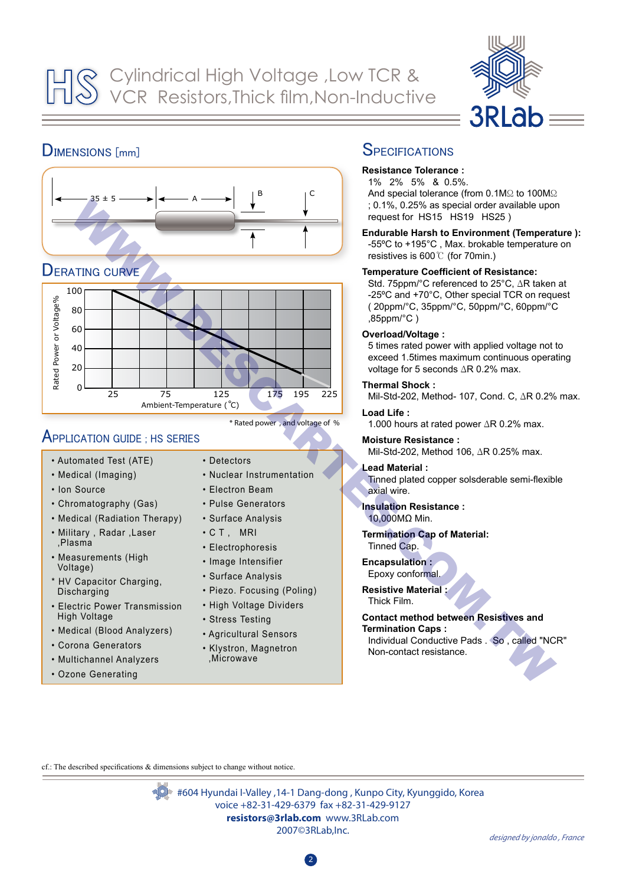# HS Cylindrical High Voltage ,Low TCR & VCR Resistors,Thick film,Non-Inductive

3RLab

## DIMENSIONS [mm]

35 ± 5
A
B
C

## DERATING CURVE

Rated Power or Voltage%
100
80
60
40
20
0
25
75
125
175
195
225
Ambient-Temperature (℃)

* Rated power , and voltage of %

## APPLICATION GUIDE ; HS SERIES

- Automated Test (ATE)
- Medical (Imaging)
- Ion Source
- Chromatography (Gas)
- Medical (Radiation Therapy)
- Military , Radar ,Laser ,Plasma
- Measurements (High Voltage)
- HV Capacitor Charging, Discharging
- Electric Power Transmission High Voltage
- Medical (Blood Analyzers)
- Corona Generators
- Multichannel Analyzers
- Ozone Generating
- Detectors
- Nuclear Instrumentation
- Electron Beam
- Pulse Generators
- Surface Analysis
- C T , MRI
- Electrophoresis
- Image Intensifier
- Surface Analysis
- Piezo. Focusing (Poling)
- High Voltage Dividers
- Stress Testing
- Agricultural Sensors
- Klystron, Magnetron ,Microwave

## SPECIFICATIONS

**Resistance Tolerance :**
1% 2% 5% & 0.5%.
And special tolerance (from 0.1MΩ to 100MΩ ; 0.1%, 0.25% as special order available upon request for HS15 HS19 HS25 )

**Endurable Harsh to Environment (Temperature ):**
-55ºC to +195°C , Max. brokable temperature on resistives is 600℃ (for 70min.)

**Temperature Coefficient of Resistance:**
Std. 75ppm/°C referenced to 25°C, ΔR taken at -25ºC and +70°C, Other special TCR on request ( 20ppm/°C, 35ppm/°C, 50ppm/°C, 60ppm/°C ,85ppm/°C )

**Overload/Voltage :**
5 times rated power with applied voltage not to exceed 1.5times maximum continuous operating voltage for 5 seconds ΔR 0.2% max.

**Thermal Shock :**
Mil-Std-202, Method- 107, Cond. C, ΔR 0.2% max.

**Load Life :**
1.000 hours at rated power ΔR 0.2% max.

**Moisture Resistance :**
Mil-Std-202, Method 106, ΔR 0.25% max.

**Lead Material :**
Tinned plated copper solderable semi-flexible axial wire.

**Insulation Resistance :**
10,000MΩ Min.

**Termination Cap of Material:**
Tinned Cap.

**Encapsulation :**
Epoxy conformal.

**Resistive Material :**
Thick Film.

**Contact method between Resistives and Termination Caps :**
Individual Conductive Pads . So , called "NCR" Non-contact resistance.

cf.: The described specifications & dimensions subject to change without notice.

#604 Hyundai I-Valley ,14-1 Dang-dong , Kunpo City, Kyunggido, Korea
voice +82-31-429-6379 fax +82-31-429-9127
**resistors@3rlab.com** www.3RLab.com
2007©3RLab,Inc.

*designed by jonaldo , France*